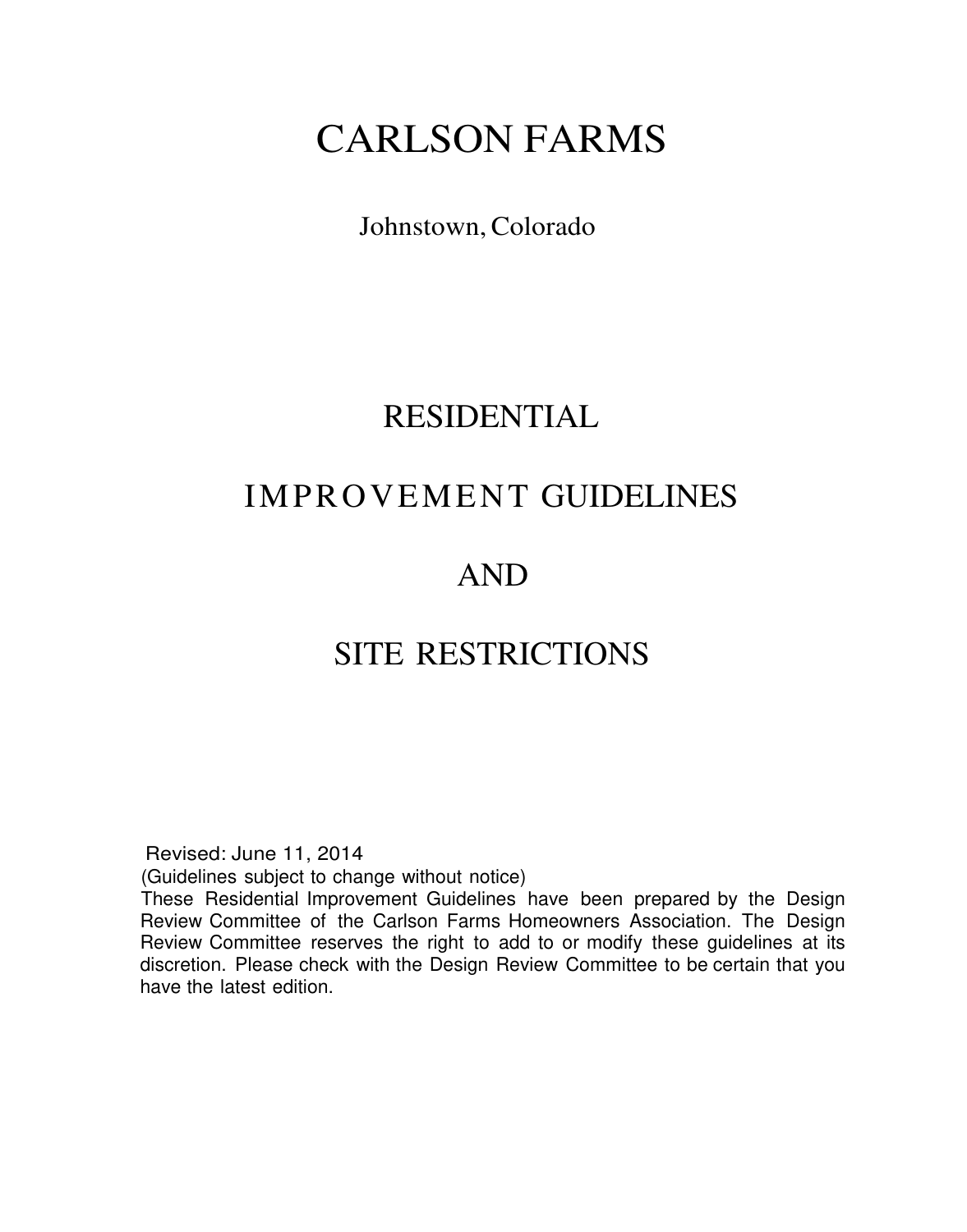# CARLSON FARMS

Johnstown, Colorado

# RESIDENTIAL

# IMPROVEMENT GUIDELINES

# AND

# SITE RESTRICTIONS

Revised: June 11, 2014

(Guidelines subject to change without notice)

These Residential Improvement Guidelines have been prepared by the Design Review Committee of the Carlson Farms Homeowners Association. The Design Review Committee reserves the right to add to or modify these guidelines at its discretion. Please check with the Design Review Committee to be certain that you have the latest edition.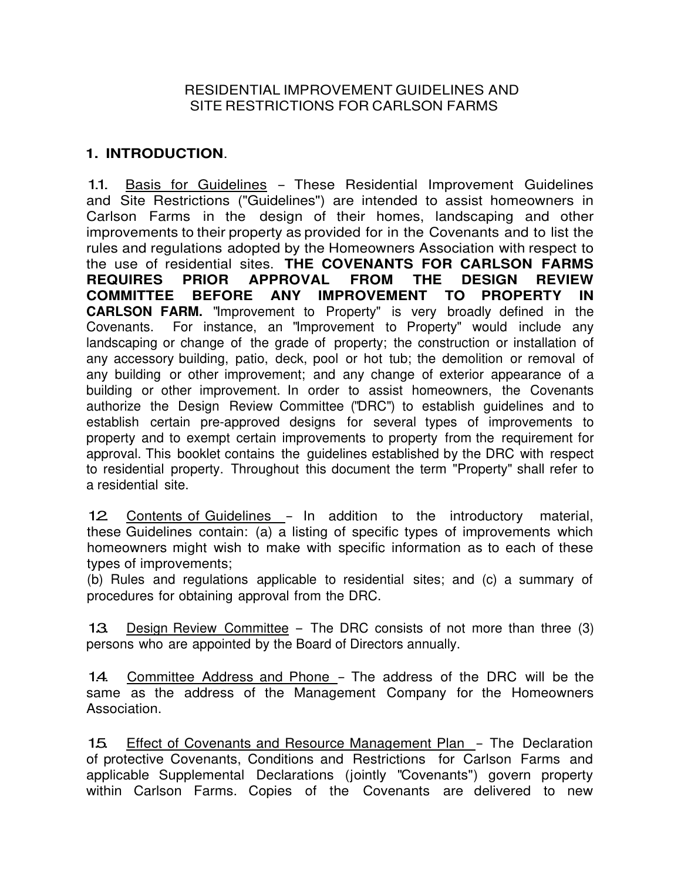# RESIDENTIAL IMPROVEMENT GUIDELINES AND SITE RESTRICTIONS FOR CARLSON FARMS

## 1. INTRODUCTION.

1.1. Basis for Guidelines – These Residential Improvement Guidelines and Site Restrictions ("Guidelines") are intended to assist homeowners in Carlson Farms in the design of their homes, landscaping and other improvements to their property as provided for in the Covenants and to list the rules and regulations adopted by the Homeowners Association with respect to the use of residential sites. **THE COVENANTS FOR CARLSON FARMS REQUIRES PRIOR APPROVAL FROM THE DESIGN REVIEW COMMITTEE BEFORE ANY IMPROVEMENT TO PROPERTY IN CARLSON FARM.** "Improvement to Property" is very broadly defined in the Covenants. For instance, an "Improvement to Property" would include any landscaping or change of the grade of property; the construction or installation of any accessory building, patio, deck, pool or hot tub; the demolition or removal of any building or other improvement; and any change of exterior appearance of a building or other improvement. In order to assist homeowners, the Covenants authorize the Design Review Committee ("DRC") to establish guidelines and to establish certain pre-approved designs for several types of improvements to property and to exempt certain improvements to property from the requirement for approval. This booklet contains the guidelines established by the DRC with respect to residential property. Throughout this document the term "Property" shall refer to a residential site.

1.2. Contents of Guidelines – In addition to the introductory material, these Guidelines contain: (a) a listing of specific types of improvements which homeowners might wish to make with specific information as to each of these types of improvements;
(b) Rules and regulations applicable to residential sites; and (c) a summary of procedures for obtaining approval from the DRC.

1.3. Design Review Committee – The DRC consists of not more than three (3) persons who are appointed by the Board of Directors annually.

1.4. Committee Address and Phone – The address of the DRC will be the same as the address of the Management Company for the Homeowners Association.

1.5. Effect of Covenants and Resource Management Plan – The Declaration of protective Covenants, Conditions and Restrictions for Carlson Farms and applicable Supplemental Declarations (jointly "Covenants") govern property within Carlson Farms. Copies of the Covenants are delivered to new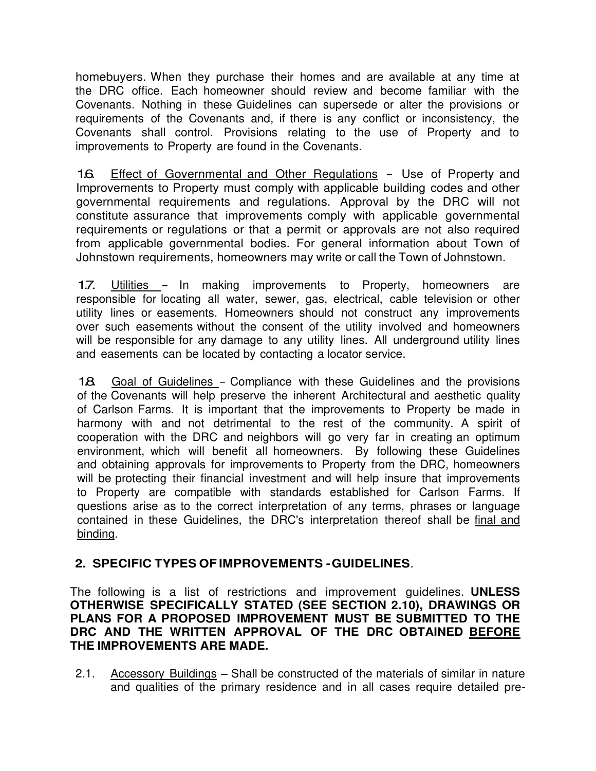homebuyers. When they purchase their homes and are available at any time at the DRC office. Each homeowner should review and become familiar with the Covenants. Nothing in these Guidelines can supersede or alter the provisions or requirements of the Covenants and, if there is any conflict or inconsistency, the Covenants shall control. Provisions relating to the use of Property and to improvements to Property are found in the Covenants.

**1.6.** Effect of Governmental and Other Regulations – Use of Property and Improvements to Property must comply with applicable building codes and other governmental requirements and regulations. Approval by the DRC will not constitute assurance that improvements comply with applicable governmental requirements or regulations or that a permit or approvals are not also required from applicable governmental bodies. For general information about Town of Johnstown requirements, homeowners may write or call the Town of Johnstown.

**1.7.** Utilities – In making improvements to Property, homeowners are responsible for locating all water, sewer, gas, electrical, cable television or other utility lines or easements. Homeowners should not construct any improvements over such easements without the consent of the utility involved and homeowners will be responsible for any damage to any utility lines. All underground utility lines and easements can be located by contacting a locator service.

**1.8.** Goal of Guidelines – Compliance with these Guidelines and the provisions of the Covenants will help preserve the inherent Architectural and aesthetic quality of Carlson Farms. It is important that the improvements to Property be made in harmony with and not detrimental to the rest of the community. A spirit of cooperation with the DRC and neighbors will go very far in creating an optimum environment, which will benefit all homeowners. By following these Guidelines and obtaining approvals for improvements to Property from the DRC, homeowners will be protecting their financial investment and will help insure that improvements to Property are compatible with standards established for Carlson Farms. If questions arise as to the correct interpretation of any terms, phrases or language contained in these Guidelines, the DRC's interpretation thereof shall be final and binding.

## 2. SPECIFIC TYPES OF IMPROVEMENTS - GUIDELINES.

The following is a list of restrictions and improvement guidelines. **UNLESS OTHERWISE SPECIFICALLY STATED (SEE SECTION 2.10), DRAWINGS OR PLANS FOR A PROPOSED IMPROVEMENT MUST BE SUBMITTED TO THE DRC AND THE WRITTEN APPROVAL OF THE DRC OBTAINED BEFORE THE IMPROVEMENTS ARE MADE.**

2.1. Accessory Buildings – Shall be constructed of the materials of similar in nature and qualities of the primary residence and in all cases require detailed pre-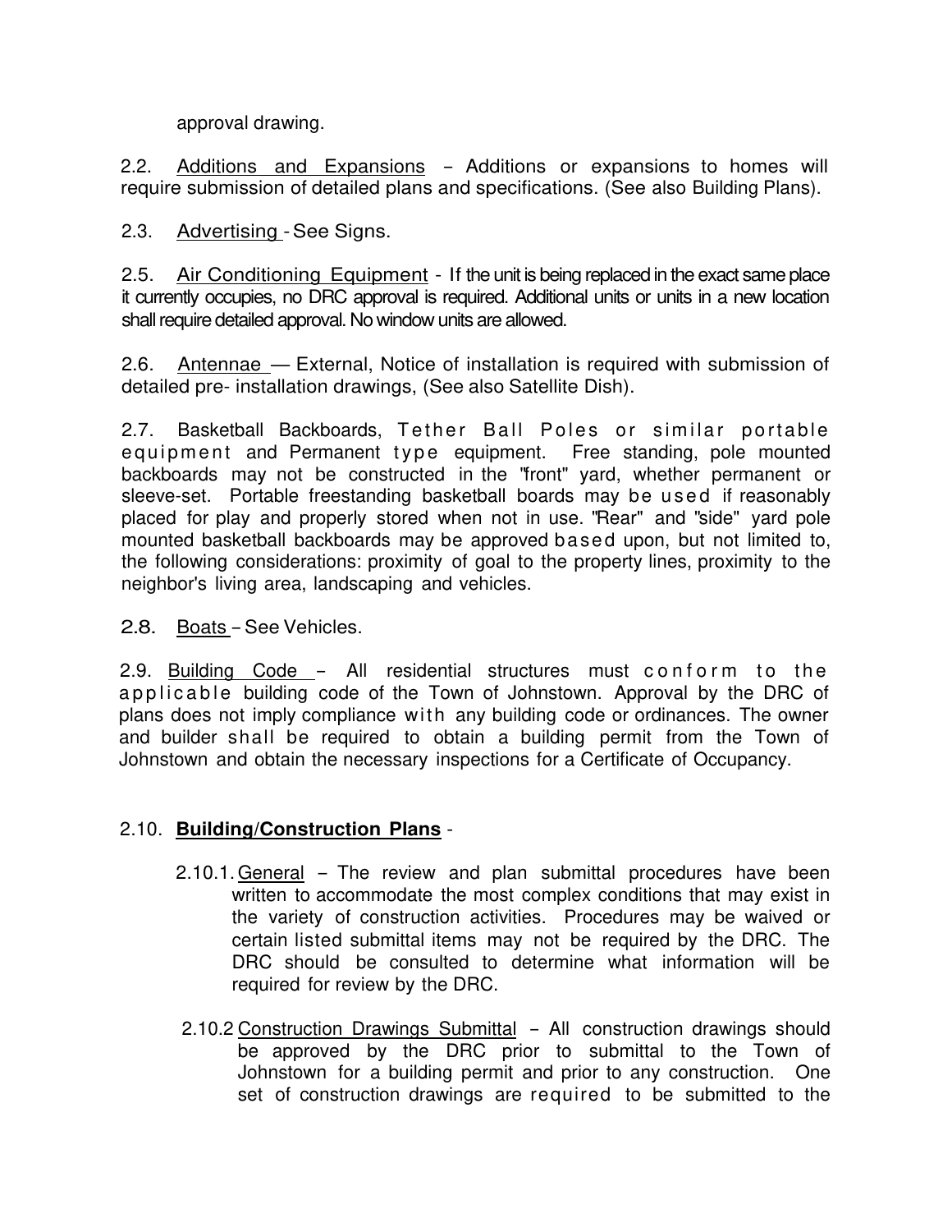approval drawing.

2.2. Additions and Expansions – Additions or expansions to homes will require submission of detailed plans and specifications. (See also Building Plans).

2.3. Advertising - See Signs.

2.5. Air Conditioning Equipment - If the unit is being replaced in the exact same place it currently occupies, no DRC approval is required. Additional units or units in a new location shall require detailed approval. No window units are allowed.

2.6. Antennae — External, Notice of installation is required with submission of detailed pre- installation drawings, (See also Satellite Dish).

2.7. Basketball Backboards, Tether Ball Poles or similar portable equipment and Permanent type equipment. Free standing, pole mounted backboards may not be constructed in the "front" yard, whether permanent or sleeve-set. Portable freestanding basketball boards may be used if reasonably placed for play and properly stored when not in use. "Rear" and "side" yard pole mounted basketball backboards may be approved based upon, but not limited to, the following considerations: proximity of goal to the property lines, proximity to the neighbor's living area, landscaping and vehicles.

2.8. Boats – See Vehicles.

2.9. Building Code – All residential structures must conform to the applicable building code of the Town of Johnstown. Approval by the DRC of plans does not imply compliance with any building code or ordinances. The owner and builder shall be required to obtain a building permit from the Town of Johnstown and obtain the necessary inspections for a Certificate of Occupancy.

2.10. **Building/Construction Plans** -

2.10.1. General – The review and plan submittal procedures have been written to accommodate the most complex conditions that may exist in the variety of construction activities. Procedures may be waived or certain listed submittal items may not be required by the DRC. The DRC should be consulted to determine what information will be required for review by the DRC.

2.10.2 Construction Drawings Submittal – All construction drawings should be approved by the DRC prior to submittal to the Town of Johnstown for a building permit and prior to any construction. One set of construction drawings are required to be submitted to the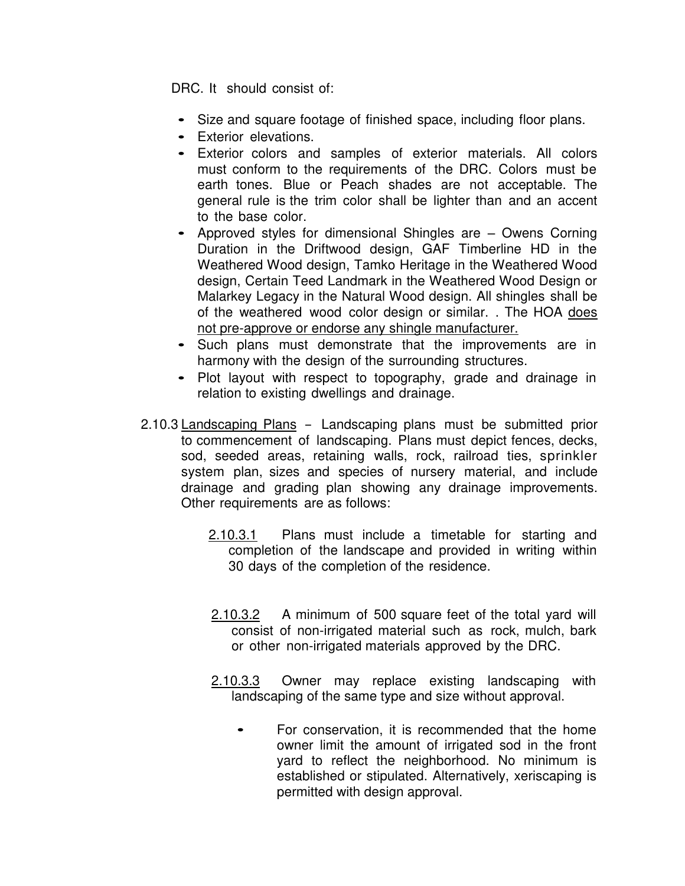DRC. It should consist of:

- Size and square footage of finished space, including floor plans.
- Exterior elevations.
- Exterior colors and samples of exterior materials. All colors must conform to the requirements of the DRC. Colors must be earth tones. Blue or Peach shades are not acceptable. The general rule is the trim color shall be lighter than and an accent to the base color.
- Approved styles for dimensional Shingles are – Owens Corning Duration in the Driftwood design, GAF Timberline HD in the Weathered Wood design, Tamko Heritage in the Weathered Wood design, Certain Teed Landmark in the Weathered Wood Design or Malarkey Legacy in the Natural Wood design. All shingles shall be of the weathered wood color design or similar. . The HOA <u>does not pre-approve or endorse any shingle manufacturer.</u>
- Such plans must demonstrate that the improvements are in harmony with the design of the surrounding structures.
- Plot layout with respect to topography, grade and drainage in relation to existing dwellings and drainage.

2.10.3 <u>Landscaping Plans</u> – Landscaping plans must be submitted prior to commencement of landscaping. Plans must depict fences, decks, sod, seeded areas, retaining walls, rock, railroad ties, sprinkler system plan, sizes and species of nursery material, and include drainage and grading plan showing any drainage improvements. Other requirements are as follows:

<u>2.10.3.1</u> Plans must include a timetable for starting and completion of the landscape and provided in writing within 30 days of the completion of the residence.

<u>2.10.3.2</u> A minimum of 500 square feet of the total yard will consist of non-irrigated material such as rock, mulch, bark or other non-irrigated materials approved by the DRC.

<u>2.10.3.3</u> Owner may replace existing landscaping with landscaping of the same type and size without approval.

- For conservation, it is recommended that the home owner limit the amount of irrigated sod in the front yard to reflect the neighborhood. No minimum is established or stipulated. Alternatively, xeriscaping is permitted with design approval.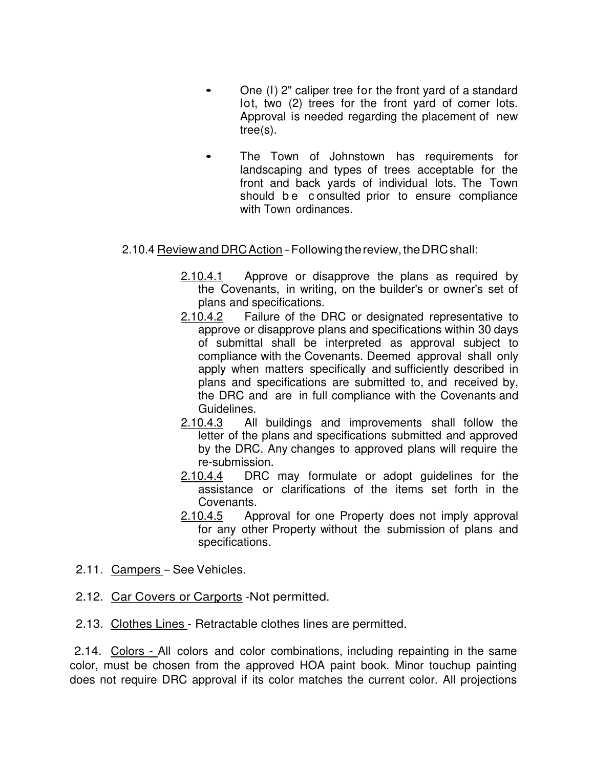- One (l) 2" caliper tree for the front yard of a standard lot, two (2) trees for the front yard of comer lots. Approval is needed regarding the placement of new tree(s).

- The Town of Johnstown has requirements for landscaping and types of trees acceptable for the front and back yards of individual lots. The Town should be consulted prior to ensure compliance with Town ordinances.

2.10.4 <u>Review and DRC Action</u> – Following the review, the DRC shall:

<u>2.10.4.1</u> Approve or disapprove the plans as required by the Covenants, in writing, on the builder's or owner's set of plans and specifications.

<u>2.10.4.2</u> Failure of the DRC or designated representative to approve or disapprove plans and specifications within 30 days of submittal shall be interpreted as approval subject to compliance with the Covenants. Deemed approval shall only apply when matters specifically and sufficiently described in plans and specifications are submitted to, and received by, the DRC and are in full compliance with the Covenants and Guidelines.

<u>2.10.4.3</u> All buildings and improvements shall follow the letter of the plans and specifications submitted and approved by the DRC. Any changes to approved plans will require the re-submission.

<u>2.10.4.4</u> DRC may formulate or adopt guidelines for the assistance or clarifications of the items set forth in the Covenants.

<u>2.10.4.5</u> Approval for one Property does not imply approval for any other Property without the submission of plans and specifications.

2.11. <u>Campers</u> – See Vehicles.

2.12. <u>Car Covers or Carports</u> -Not permitted.

2.13. <u>Clothes Lines</u> - Retractable clothes lines are permitted.

2.14. <u>Colors</u> - All colors and color combinations, including repainting in the same color, must be chosen from the approved HOA paint book. Minor touchup painting does not require DRC approval if its color matches the current color. All projections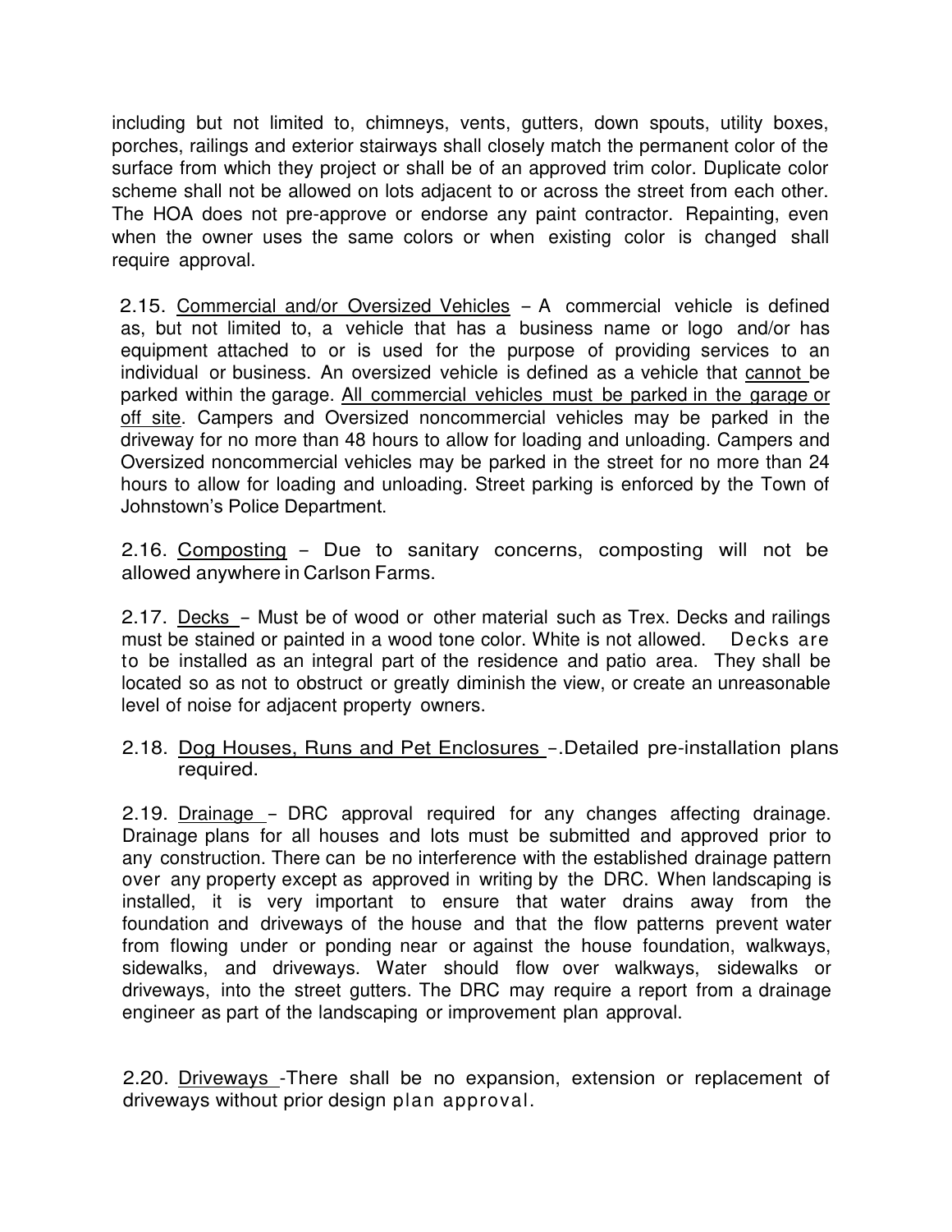including but not limited to, chimneys, vents, gutters, down spouts, utility boxes, porches, railings and exterior stairways shall closely match the permanent color of the surface from which they project or shall be of an approved trim color. Duplicate color scheme shall not be allowed on lots adjacent to or across the street from each other. The HOA does not pre-approve or endorse any paint contractor. Repainting, even when the owner uses the same colors or when existing color is changed shall require approval.

2.15. <u>Commercial and/or Oversized Vehicles</u> – A commercial vehicle is defined as, but not limited to, a vehicle that has a business name or logo and/or has equipment attached to or is used for the purpose of providing services to an individual or business. An oversized vehicle is defined as a vehicle that <u>cannot</u> be parked within the garage. <u>All commercial vehicles must be parked in the garage or off site</u>. Campers and Oversized noncommercial vehicles may be parked in the driveway for no more than 48 hours to allow for loading and unloading. Campers and Oversized noncommercial vehicles may be parked in the street for no more than 24 hours to allow for loading and unloading. Street parking is enforced by the Town of Johnstown's Police Department.

2.16. <u>Composting</u> – Due to sanitary concerns, composting will not be allowed anywhere in Carlson Farms.

2.17. <u>Decks</u> – Must be of wood or other material such as Trex. Decks and railings must be stained or painted in a wood tone color. White is not allowed. Decks are to be installed as an integral part of the residence and patio area. They shall be located so as not to obstruct or greatly diminish the view, or create an unreasonable level of noise for adjacent property owners.

2.18. <u>Dog Houses, Runs and Pet Enclosures</u> –.Detailed pre-installation plans required.

2.19. <u>Drainage</u> – DRC approval required for any changes affecting drainage. Drainage plans for all houses and lots must be submitted and approved prior to any construction. There can be no interference with the established drainage pattern over any property except as approved in writing by the DRC. When landscaping is installed, it is very important to ensure that water drains away from the foundation and driveways of the house and that the flow patterns prevent water from flowing under or ponding near or against the house foundation, walkways, sidewalks, and driveways. Water should flow over walkways, sidewalks or driveways, into the street gutters. The DRC may require a report from a drainage engineer as part of the landscaping or improvement plan approval.

2.20. <u>Driveways</u> -There shall be no expansion, extension or replacement of driveways without prior design plan approval.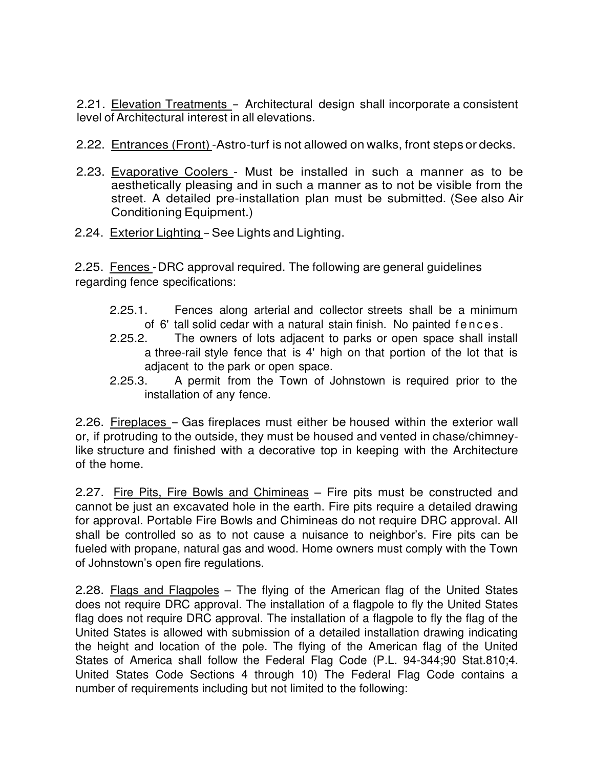2.21. <u>Elevation Treatments</u> – Architectural design shall incorporate a consistent level of Architectural interest in all elevations.

2.22. <u>Entrances (Front)</u> -Astro-turf is not allowed on walks, front steps or decks.

2.23. <u>Evaporative Coolers</u> - Must be installed in such a manner as to be aesthetically pleasing and in such a manner as to not be visible from the street. A detailed pre-installation plan must be submitted. (See also Air Conditioning Equipment.)

2.24. <u>Exterior Lighting</u> – See Lights and Lighting.

2.25. <u>Fences</u> - DRC approval required. The following are general guidelines regarding fence specifications:

- 2.25.1. Fences along arterial and collector streets shall be a minimum of 6' tall solid cedar with a natural stain finish. No painted fences.
- 2.25.2. The owners of lots adjacent to parks or open space shall install a three-rail style fence that is 4' high on that portion of the lot that is adjacent to the park or open space.
- 2.25.3. A permit from the Town of Johnstown is required prior to the installation of any fence.

2.26. <u>Fireplaces</u> – Gas fireplaces must either be housed within the exterior wall or, if protruding to the outside, they must be housed and vented in chase/chimney-like structure and finished with a decorative top in keeping with the Architecture of the home.

2.27. <u>Fire Pits, Fire Bowls and Chimineas</u> – Fire pits must be constructed and cannot be just an excavated hole in the earth. Fire pits require a detailed drawing for approval. Portable Fire Bowls and Chimineas do not require DRC approval. All shall be controlled so as to not cause a nuisance to neighbor's. Fire pits can be fueled with propane, natural gas and wood. Home owners must comply with the Town of Johnstown's open fire regulations.

2.28. <u>Flags and Flagpoles</u> – The flying of the American flag of the United States does not require DRC approval. The installation of a flagpole to fly the United States flag does not require DRC approval. The installation of a flagpole to fly the flag of the United States is allowed with submission of a detailed installation drawing indicating the height and location of the pole. The flying of the American flag of the United States of America shall follow the Federal Flag Code (P.L. 94-344;90 Stat.810;4. United States Code Sections 4 through 10) The Federal Flag Code contains a number of requirements including but not limited to the following: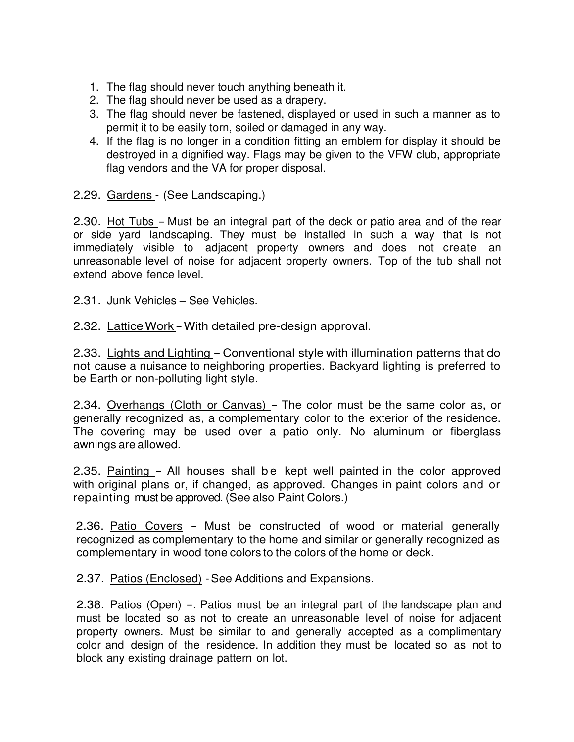1. The flag should never touch anything beneath it.
2. The flag should never be used as a drapery.
3. The flag should never be fastened, displayed or used in such a manner as to permit it to be easily torn, soiled or damaged in any way.
4. If the flag is no longer in a condition fitting an emblem for display it should be destroyed in a dignified way. Flags may be given to the VFW club, appropriate flag vendors and the VA for proper disposal.

2.29. <u>Gardens</u> - (See Landscaping.)

2.30. <u>Hot Tubs</u> – Must be an integral part of the deck or patio area and of the rear or side yard landscaping. They must be installed in such a way that is not immediately visible to adjacent property owners and does not create an unreasonable level of noise for adjacent property owners. Top of the tub shall not extend above fence level.

2.31. <u>Junk Vehicles</u> – See Vehicles.

2.32. <u>Lattice Work</u> – With detailed pre-design approval.

2.33. <u>Lights and Lighting</u> – Conventional style with illumination patterns that do not cause a nuisance to neighboring properties. Backyard lighting is preferred to be Earth or non-polluting light style.

2.34. <u>Overhangs (Cloth or Canvas)</u> – The color must be the same color as, or generally recognized as, a complementary color to the exterior of the residence. The covering may be used over a patio only. No aluminum or fiberglass awnings are allowed.

2.35. <u>Painting</u> – All houses shall be kept well painted in the color approved with original plans or, if changed, as approved. Changes in paint colors and or repainting must be approved. (See also Paint Colors.)

2.36. <u>Patio Covers</u> – Must be constructed of wood or material generally recognized as complementary to the home and similar or generally recognized as complementary in wood tone colors to the colors of the home or deck.

2.37. <u>Patios (Enclosed)</u> - See Additions and Expansions.

2.38. <u>Patios (Open)</u> –. Patios must be an integral part of the landscape plan and must be located so as not to create an unreasonable level of noise for adjacent property owners. Must be similar to and generally accepted as a complimentary color and design of the residence. In addition they must be located so as not to block any existing drainage pattern on lot.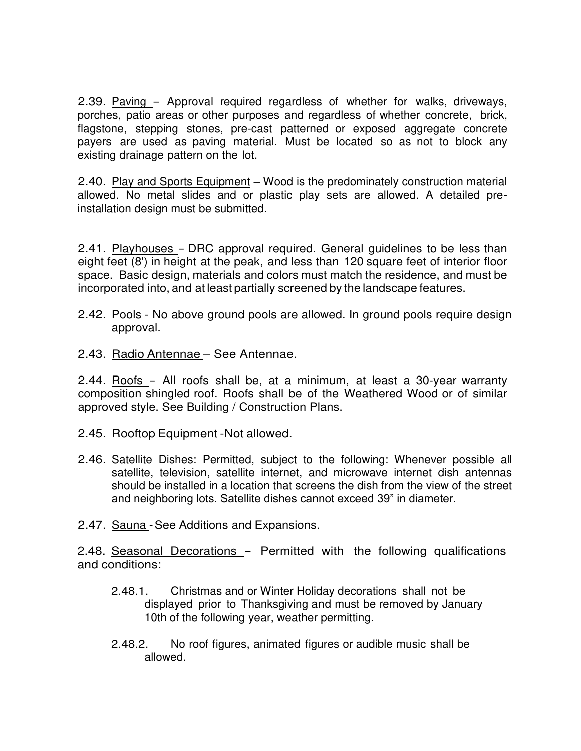2.39. Paving – Approval required regardless of whether for walks, driveways, porches, patio areas or other purposes and regardless of whether concrete, brick, flagstone, stepping stones, pre-cast patterned or exposed aggregate concrete payers are used as paving material. Must be located so as not to block any existing drainage pattern on the lot.

2.40. Play and Sports Equipment – Wood is the predominately construction material allowed. No metal slides and or plastic play sets are allowed. A detailed pre-installation design must be submitted.

2.41. Playhouses – DRC approval required. General guidelines to be less than eight feet (8') in height at the peak, and less than 120 square feet of interior floor space. Basic design, materials and colors must match the residence, and must be incorporated into, and at least partially screened by the landscape features.

2.42. Pools - No above ground pools are allowed. In ground pools require design approval.

2.43. Radio Antennae – See Antennae.

2.44. Roofs – All roofs shall be, at a minimum, at least a 30-year warranty composition shingled roof. Roofs shall be of the Weathered Wood or of similar approved style. See Building / Construction Plans.

2.45. Rooftop Equipment -Not allowed.

2.46. Satellite Dishes: Permitted, subject to the following: Whenever possible all satellite, television, satellite internet, and microwave internet dish antennas should be installed in a location that screens the dish from the view of the street and neighboring lots. Satellite dishes cannot exceed 39" in diameter.

2.47. Sauna - See Additions and Expansions.

2.48. Seasonal Decorations – Permitted with the following qualifications and conditions:

2.48.1. Christmas and or Winter Holiday decorations shall not be displayed prior to Thanksgiving and must be removed by January 10th of the following year, weather permitting.

2.48.2. No roof figures, animated figures or audible music shall be allowed.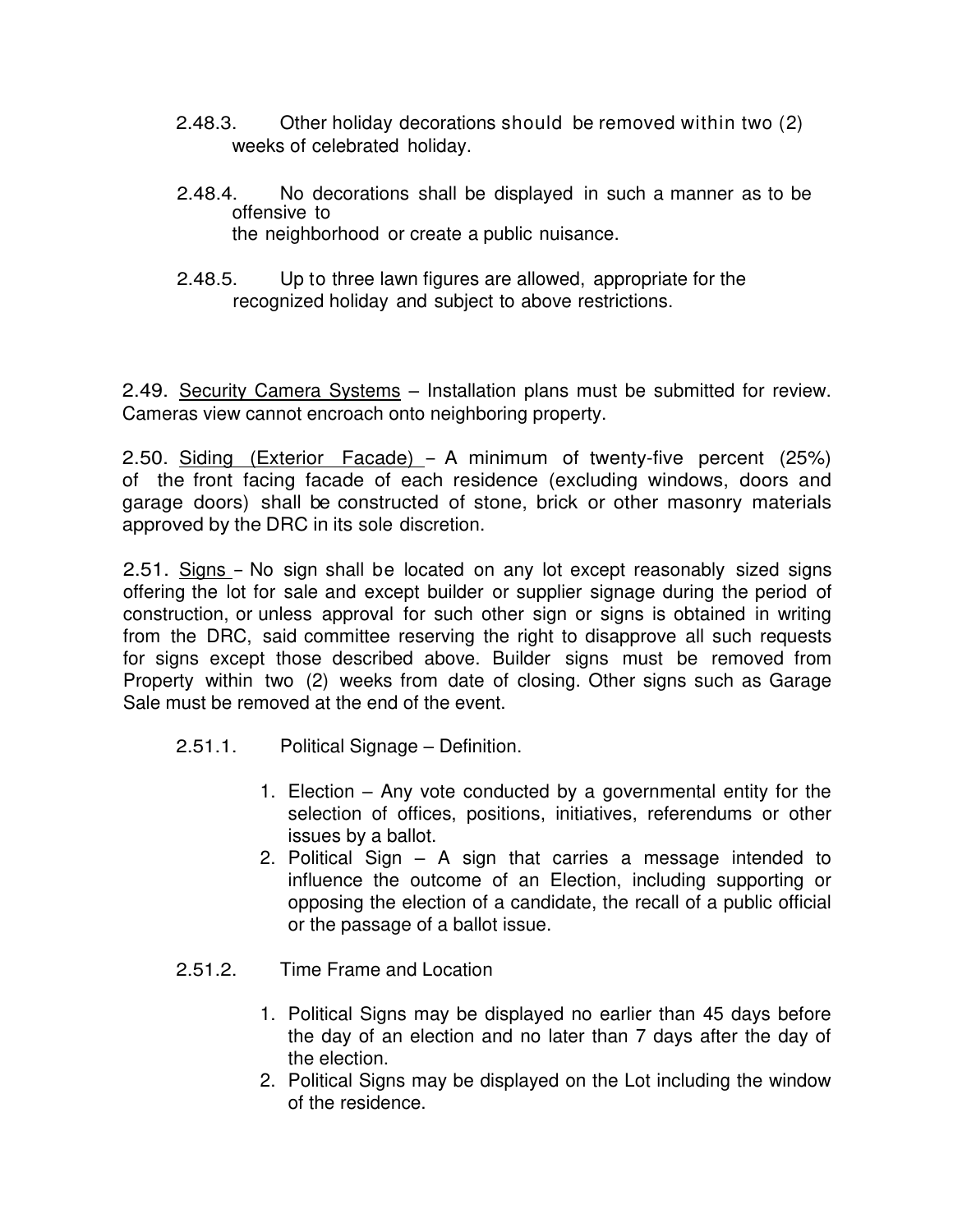2.48.3. Other holiday decorations should be removed within two (2) weeks of celebrated holiday.

2.48.4. No decorations shall be displayed in such a manner as to be offensive to the neighborhood or create a public nuisance.

2.48.5. Up to three lawn figures are allowed, appropriate for the recognized holiday and subject to above restrictions.

2.49. Security Camera Systems – Installation plans must be submitted for review. Cameras view cannot encroach onto neighboring property.

2.50. Siding (Exterior Facade) – A minimum of twenty-five percent (25%) of the front facing facade of each residence (excluding windows, doors and garage doors) shall be constructed of stone, brick or other masonry materials approved by the DRC in its sole discretion.

2.51. Signs – No sign shall be located on any lot except reasonably sized signs offering the lot for sale and except builder or supplier signage during the period of construction, or unless approval for such other sign or signs is obtained in writing from the DRC, said committee reserving the right to disapprove all such requests for signs except those described above. Builder signs must be removed from Property within two (2) weeks from date of closing. Other signs such as Garage Sale must be removed at the end of the event.

2.51.1. Political Signage – Definition.

1. Election – Any vote conducted by a governmental entity for the selection of offices, positions, initiatives, referendums or other issues by a ballot.
2. Political Sign – A sign that carries a message intended to influence the outcome of an Election, including supporting or opposing the election of a candidate, the recall of a public official or the passage of a ballot issue.

2.51.2. Time Frame and Location

1. Political Signs may be displayed no earlier than 45 days before the day of an election and no later than 7 days after the day of the election.
2. Political Signs may be displayed on the Lot including the window of the residence.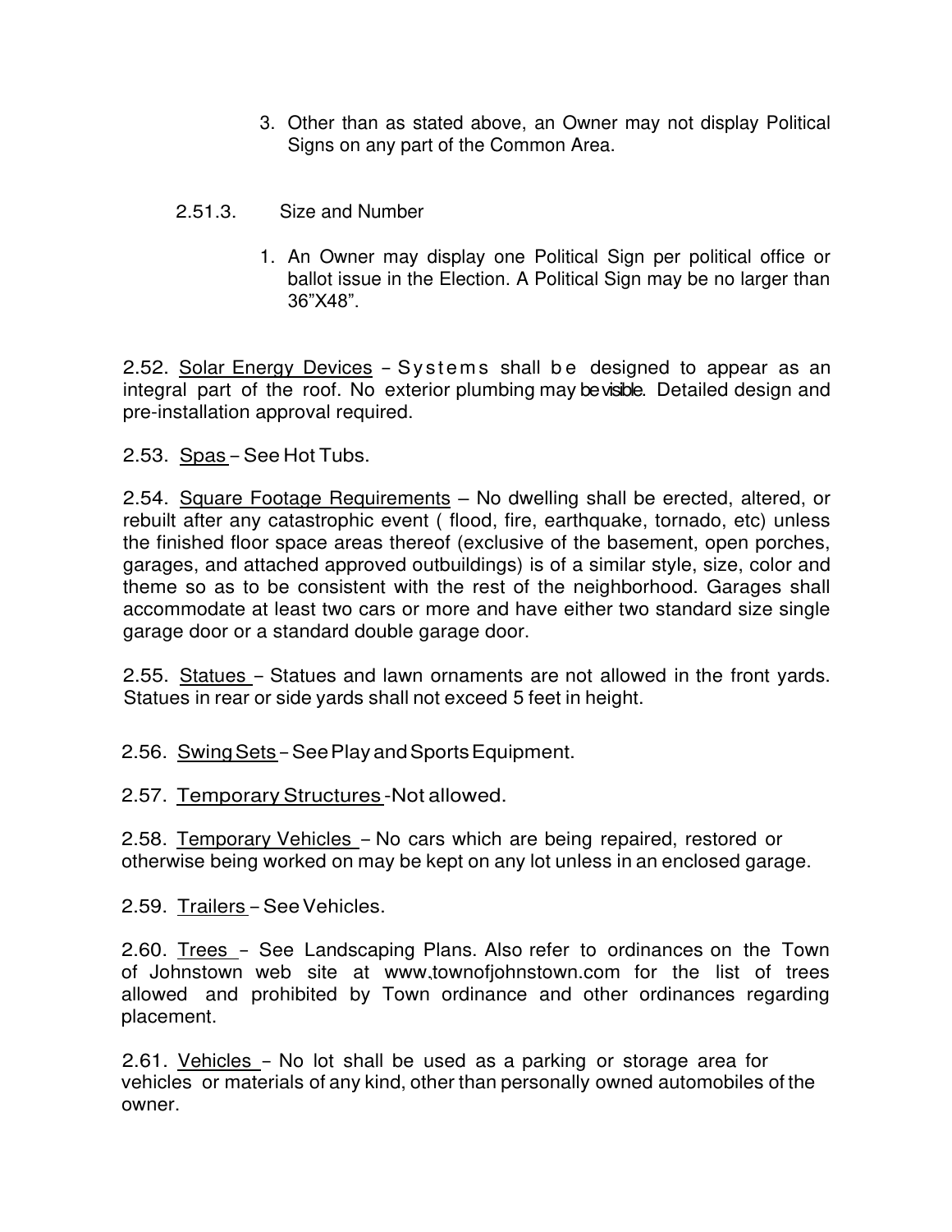3. Other than as stated above, an Owner may not display Political Signs on any part of the Common Area.

2.51.3. Size and Number

1. An Owner may display one Political Sign per political office or ballot issue in the Election. A Political Sign may be no larger than 36”X48”.

2.52. Solar Energy Devices – Systems shall be designed to appear as an integral part of the roof. No exterior plumbing may be visible. Detailed design and pre-installation approval required.

2.53. Spas – See Hot Tubs.

2.54. Square Footage Requirements – No dwelling shall be erected, altered, or rebuilt after any catastrophic event ( flood, fire, earthquake, tornado, etc) unless the finished floor space areas thereof (exclusive of the basement, open porches, garages, and attached approved outbuildings) is of a similar style, size, color and theme so as to be consistent with the rest of the neighborhood. Garages shall accommodate at least two cars or more and have either two standard size single garage door or a standard double garage door.

2.55. Statues – Statues and lawn ornaments are not allowed in the front yards. Statues in rear or side yards shall not exceed 5 feet in height.

2.56. Swing Sets – See Play and Sports Equipment.

2.57. Temporary Structures -Not allowed.

2.58. Temporary Vehicles – No cars which are being repaired, restored or otherwise being worked on may be kept on any lot unless in an enclosed garage.

2.59. Trailers – See Vehicles.

2.60. Trees – See Landscaping Plans. Also refer to ordinances on the Town of Johnstown web site at www.townofjohnstown.com for the list of trees allowed and prohibited by Town ordinance and other ordinances regarding placement.

2.61. Vehicles – No lot shall be used as a parking or storage area for vehicles or materials of any kind, other than personally owned automobiles of the owner.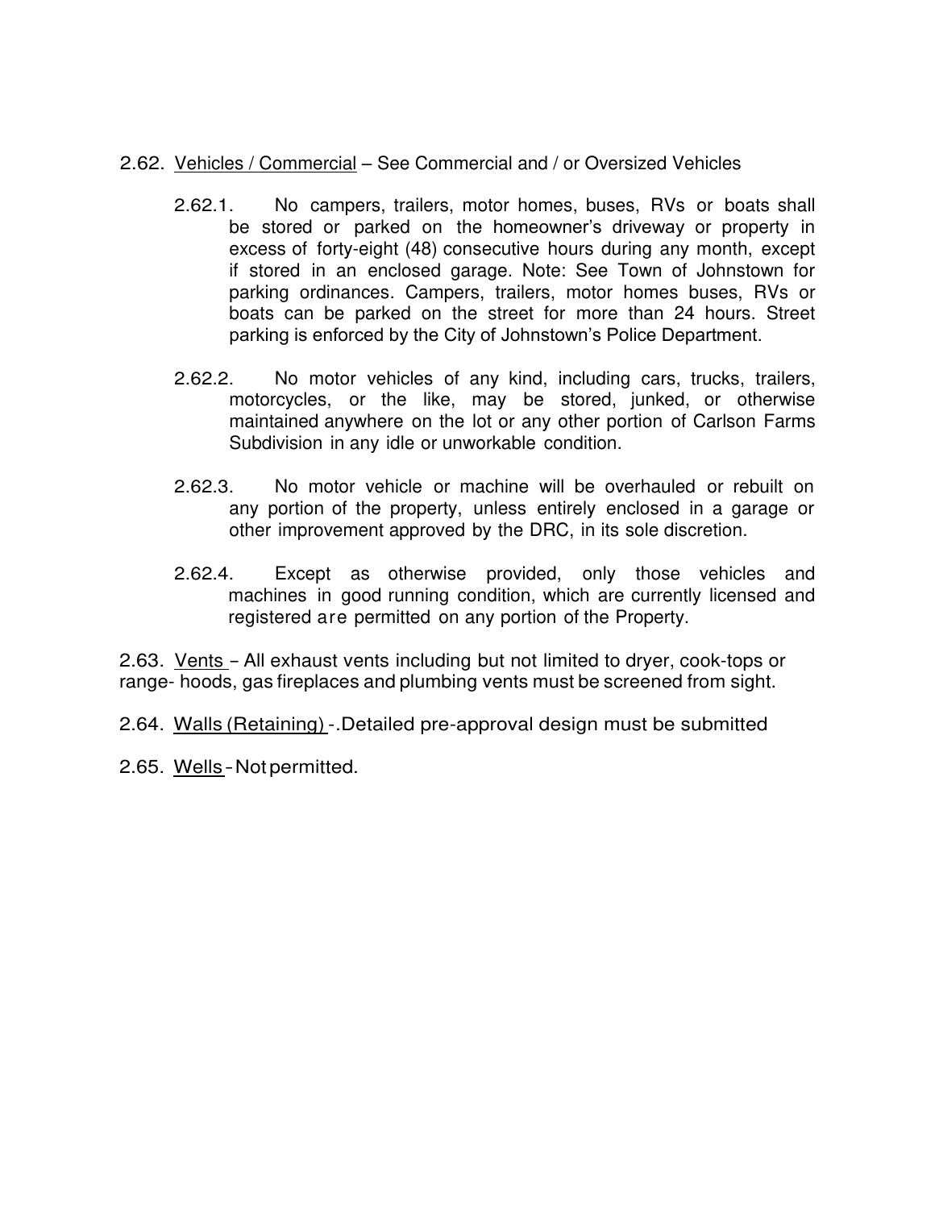2.62. Vehicles / Commercial – See Commercial and / or Oversized Vehicles

2.62.1. No campers, trailers, motor homes, buses, RVs or boats shall be stored or parked on the homeowner's driveway or property in excess of forty-eight (48) consecutive hours during any month, except if stored in an enclosed garage. Note: See Town of Johnstown for parking ordinances. Campers, trailers, motor homes buses, RVs or boats can be parked on the street for more than 24 hours. Street parking is enforced by the City of Johnstown's Police Department.

2.62.2. No motor vehicles of any kind, including cars, trucks, trailers, motorcycles, or the like, may be stored, junked, or otherwise maintained anywhere on the lot or any other portion of Carlson Farms Subdivision in any idle or unworkable condition.

2.62.3. No motor vehicle or machine will be overhauled or rebuilt on any portion of the property, unless entirely enclosed in a garage or other improvement approved by the DRC, in its sole discretion.

2.62.4. Except as otherwise provided, only those vehicles and machines in good running condition, which are currently licensed and registered are permitted on any portion of the Property.

2.63. Vents – All exhaust vents including but not limited to dryer, cook-tops or range- hoods, gas fireplaces and plumbing vents must be screened from sight.

2.64. Walls (Retaining) -.Detailed pre-approval design must be submitted

2.65. Wells - Not permitted.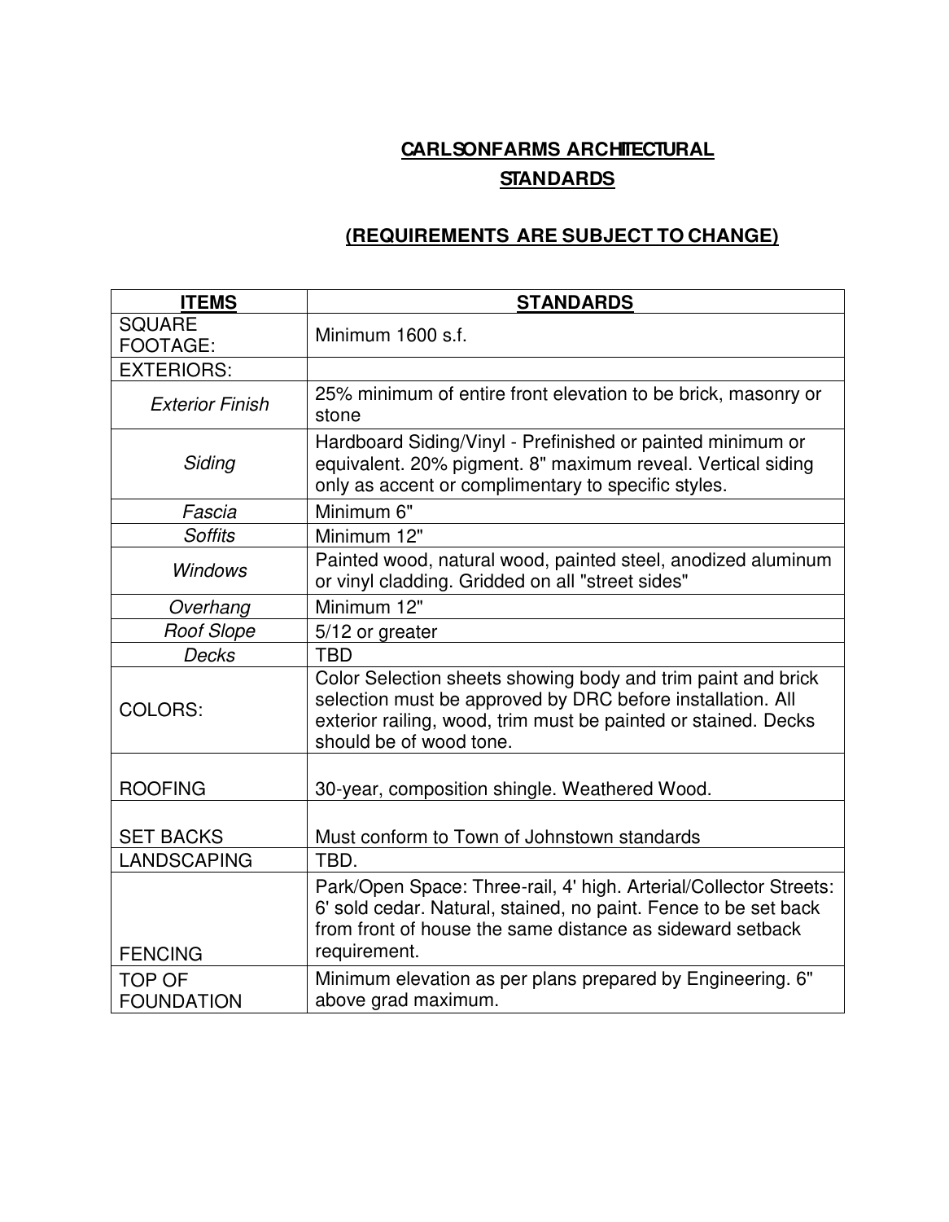# CARLSONFARMS ARCHITECTURAL STANDARDS

## (REQUIREMENTS ARE SUBJECT TO CHANGE)

| ITEMS | STANDARDS |
|---|---|
| SQUARE FOOTAGE: | Minimum 1600 s.f. |
| EXTERIORS: | |
| *Exterior Finish* | 25% minimum of entire front elevation to be brick, masonry or stone |
| *Siding* | Hardboard Siding/Vinyl - Prefinished or painted minimum or equivalent. 20% pigment. 8" maximum reveal. Vertical siding only as accent or complimentary to specific styles. |
| *Fascia* | Minimum 6" |
| *Soffits* | Minimum 12" |
| *Windows* | Painted wood, natural wood, painted steel, anodized aluminum or vinyl cladding. Gridded on all "street sides" |
| *Overhang* | Minimum 12" |
| *Roof Slope* | 5/12 or greater |
| *Decks* | TBD |
| COLORS: | Color Selection sheets showing body and trim paint and brick selection must be approved by DRC before installation. All exterior railing, wood, trim must be painted or stained. Decks should be of wood tone. |
| ROOFING | 30-year, composition shingle. Weathered Wood. |
| SET BACKS | Must conform to Town of Johnstown standards |
| LANDSCAPING | TBD. |
| FENCING | Park/Open Space: Three-rail, 4' high. Arterial/Collector Streets: 6' sold cedar. Natural, stained, no paint. Fence to be set back from front of house the same distance as sideward setback requirement. |
| TOP OF FOUNDATION | Minimum elevation as per plans prepared by Engineering. 6" above grad maximum. |